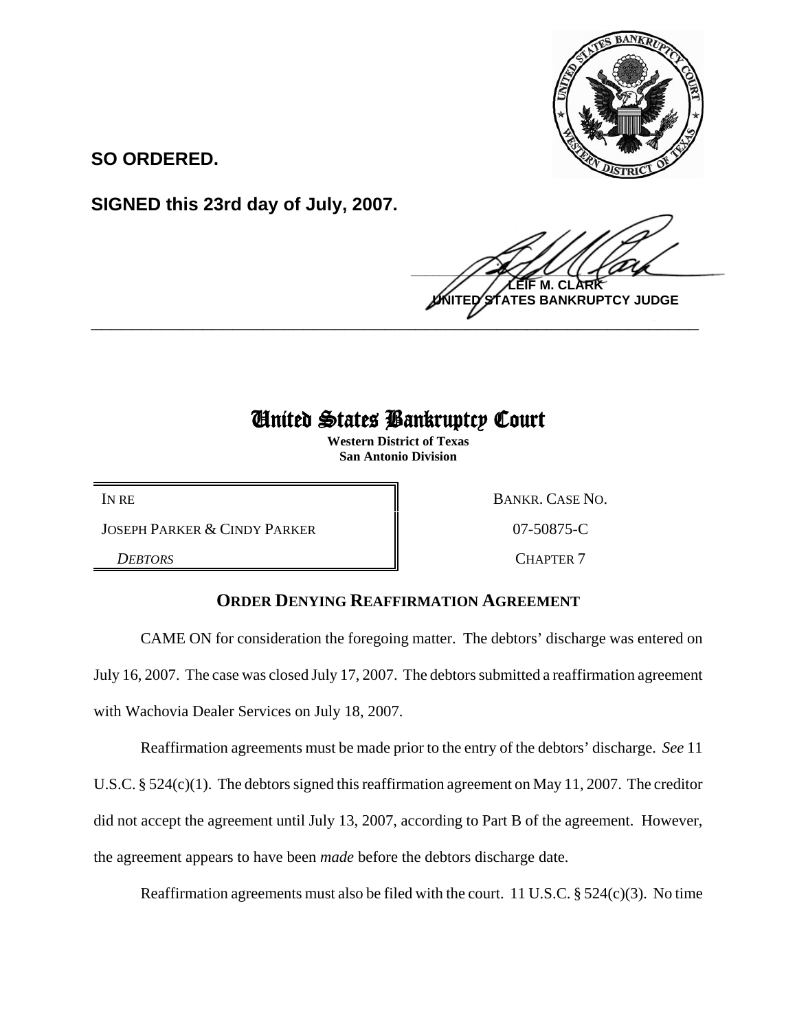**SO ORDERED.**

**SIGNED this 23rd day of July, 2007.**

**LEIF M. CLARK**
**UNITED STATES BANKRUPTCY JUDGE**

---

# United States Bankruptcy Court

**Western District of Texas**
**San Antonio Division**

| | |
|---|---|
| IN RE | BANKR. CASE NO. |
| JOSEPH PARKER & CINDY PARKER | 07-50875-C |
| *DEBTORS* | CHAPTER 7 |

## ORDER DENYING REAFFIRMATION AGREEMENT

CAME ON for consideration the foregoing matter. The debtors' discharge was entered on July 16, 2007. The case was closed July 17, 2007. The debtors submitted a reaffirmation agreement with Wachovia Dealer Services on July 18, 2007.

Reaffirmation agreements must be made prior to the entry of the debtors' discharge. *See* 11 U.S.C. § 524(c)(1). The debtors signed this reaffirmation agreement on May 11, 2007. The creditor did not accept the agreement until July 13, 2007, according to Part B of the agreement. However, the agreement appears to have been *made* before the debtors discharge date.

Reaffirmation agreements must also be filed with the court. 11 U.S.C. § 524(c)(3). No time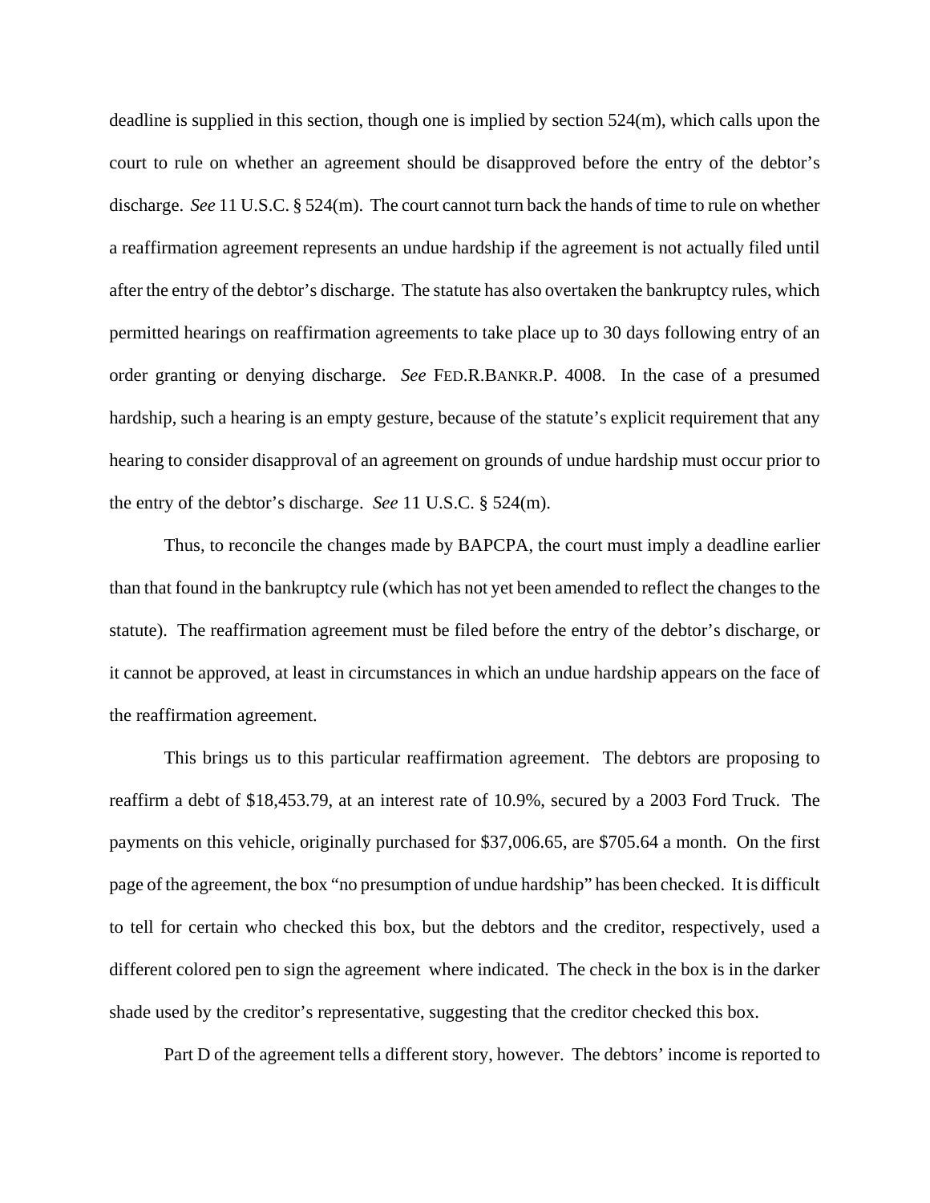deadline is supplied in this section, though one is implied by section 524(m), which calls upon the court to rule on whether an agreement should be disapproved before the entry of the debtor's discharge. *See* 11 U.S.C. § 524(m). The court cannot turn back the hands of time to rule on whether a reaffirmation agreement represents an undue hardship if the agreement is not actually filed until after the entry of the debtor's discharge. The statute has also overtaken the bankruptcy rules, which permitted hearings on reaffirmation agreements to take place up to 30 days following entry of an order granting or denying discharge. *See* FED.R.BANKR.P. 4008. In the case of a presumed hardship, such a hearing is an empty gesture, because of the statute's explicit requirement that any hearing to consider disapproval of an agreement on grounds of undue hardship must occur prior to the entry of the debtor's discharge. *See* 11 U.S.C. § 524(m).

Thus, to reconcile the changes made by BAPCPA, the court must imply a deadline earlier than that found in the bankruptcy rule (which has not yet been amended to reflect the changes to the statute). The reaffirmation agreement must be filed before the entry of the debtor's discharge, or it cannot be approved, at least in circumstances in which an undue hardship appears on the face of the reaffirmation agreement.

This brings us to this particular reaffirmation agreement. The debtors are proposing to reaffirm a debt of $18,453.79, at an interest rate of 10.9%, secured by a 2003 Ford Truck. The payments on this vehicle, originally purchased for $37,006.65, are $705.64 a month. On the first page of the agreement, the box "no presumption of undue hardship" has been checked. It is difficult to tell for certain who checked this box, but the debtors and the creditor, respectively, used a different colored pen to sign the agreement where indicated. The check in the box is in the darker shade used by the creditor's representative, suggesting that the creditor checked this box.

Part D of the agreement tells a different story, however. The debtors' income is reported to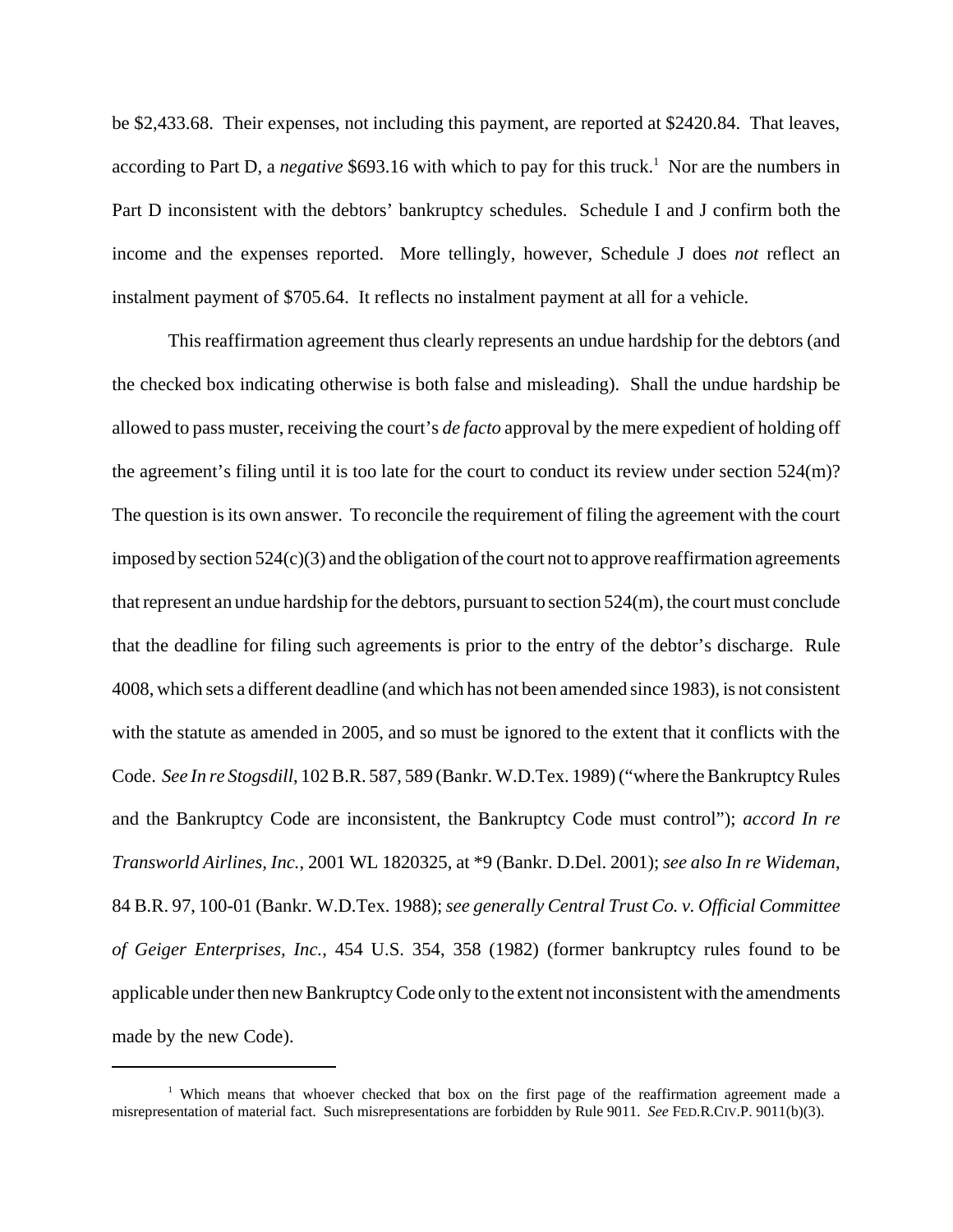be $2,433.68. Their expenses, not including this payment, are reported at $2420.84. That leaves, according to Part D, a *negative* $693.16 with which to pay for this truck.[1] Nor are the numbers in Part D inconsistent with the debtors' bankruptcy schedules. Schedule I and J confirm both the income and the expenses reported. More tellingly, however, Schedule J does *not* reflect an instalment payment of $705.64. It reflects no instalment payment at all for a vehicle.

This reaffirmation agreement thus clearly represents an undue hardship for the debtors (and the checked box indicating otherwise is both false and misleading). Shall the undue hardship be allowed to pass muster, receiving the court's *de facto* approval by the mere expedient of holding off the agreement's filing until it is too late for the court to conduct its review under section 524(m)? The question is its own answer. To reconcile the requirement of filing the agreement with the court imposed by section 524(c)(3) and the obligation of the court not to approve reaffirmation agreements that represent an undue hardship for the debtors, pursuant to section 524(m), the court must conclude that the deadline for filing such agreements is prior to the entry of the debtor's discharge. Rule 4008, which sets a different deadline (and which has not been amended since 1983), is not consistent with the statute as amended in 2005, and so must be ignored to the extent that it conflicts with the Code. *See In re Stogsdill*, 102 B.R. 587, 589 (Bankr. W.D.Tex. 1989) ("where the Bankruptcy Rules and the Bankruptcy Code are inconsistent, the Bankruptcy Code must control"); *accord In re Transworld Airlines, Inc.*, 2001 WL 1820325, at *9 (Bankr. D.Del. 2001); *see also In re Wideman*, 84 B.R. 97, 100-01 (Bankr. W.D.Tex. 1988); *see generally Central Trust Co. v. Official Committee of Geiger Enterprises, Inc.*, 454 U.S. 354, 358 (1982) (former bankruptcy rules found to be applicable under then new Bankruptcy Code only to the extent not inconsistent with the amendments made by the new Code).

---

[1] Which means that whoever checked that box on the first page of the reaffirmation agreement made a misrepresentation of material fact. Such misrepresentations are forbidden by Rule 9011. *See* FED.R.CIV.P. 9011(b)(3).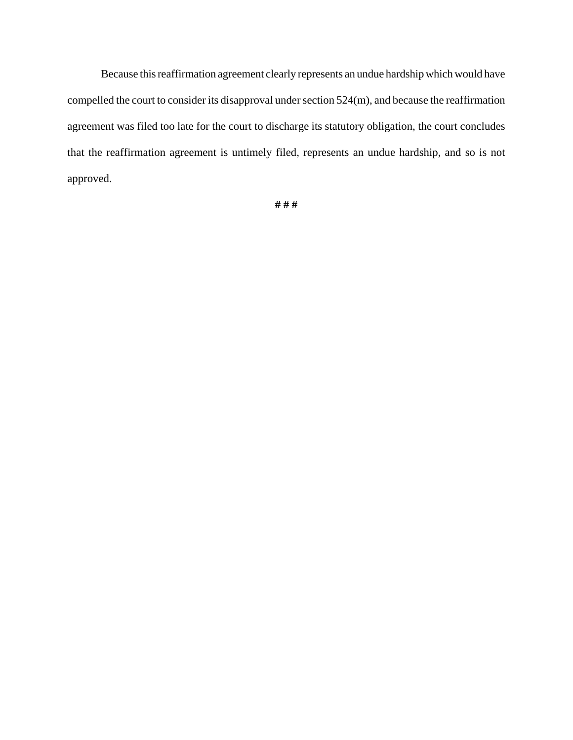Because this reaffirmation agreement clearly represents an undue hardship which would have compelled the court to consider its disapproval under section 524(m), and because the reaffirmation agreement was filed too late for the court to discharge its statutory obligation, the court concludes that the reaffirmation agreement is untimely filed, represents an undue hardship, and so is not approved.

# # #